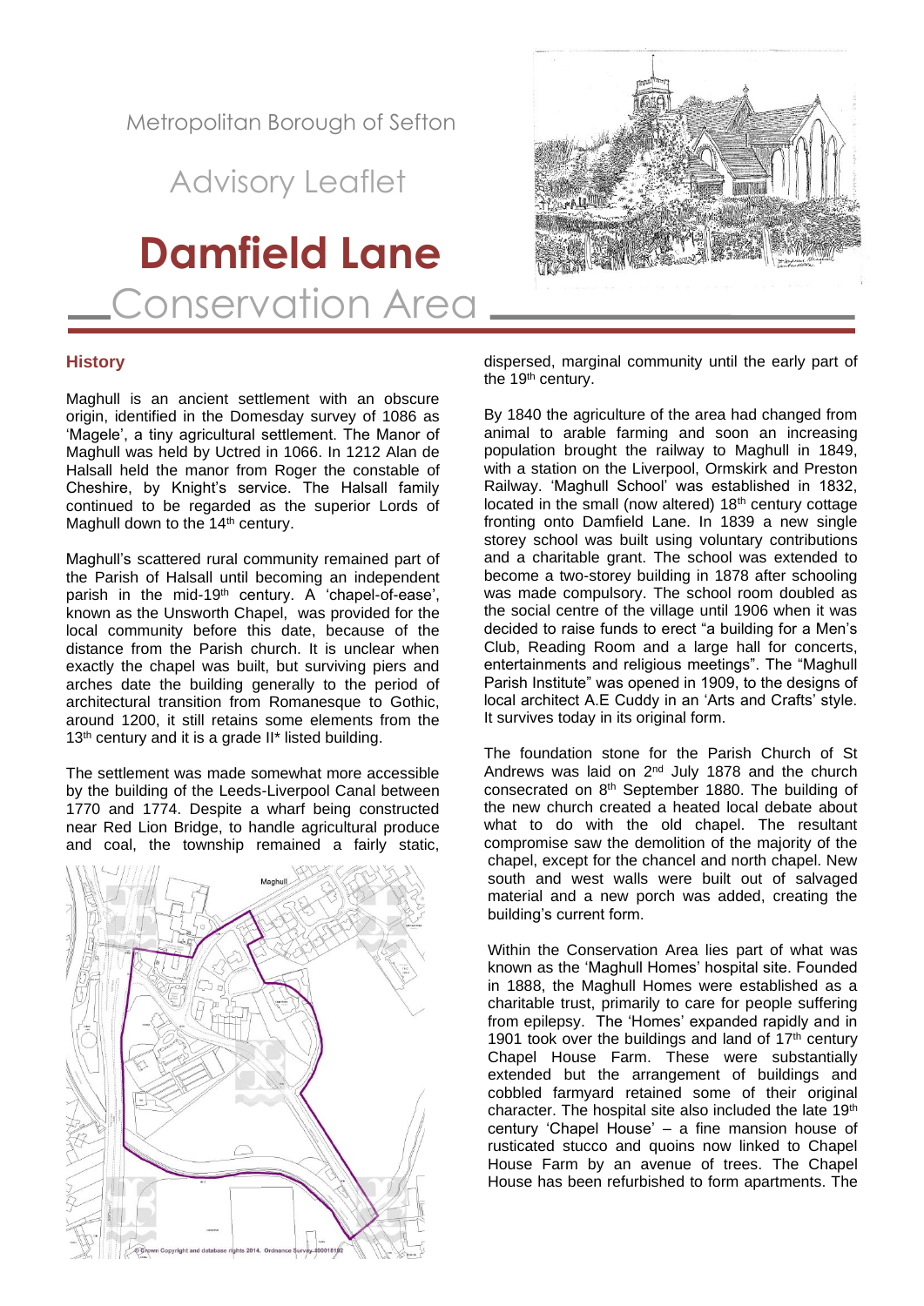Metropolitan Borough of Sefton

Advisory Leaflet

# Damfield Lane Conservation Area

## History

Maghull is an ancient settlement with an obscure origin, identified in the Domesday survey of 1086 as 'Magele', a tiny agricultural settlement. The Manor of Maghull was held by Uctred in 1066. In 1212 Alan de Halsall held the manor from Roger the constable of Cheshire, by Knight's service. The Halsall family continued to be regarded as the superior Lords of Maghull down to the 14th century.

Maghull's scattered rural community remained part of the Parish of Halsall until becoming an independent parish in the mid-19th century. A 'chapel-of-ease', known as the Unsworth Chapel, was provided for the local community before this date, because of the distance from the Parish church. It is unclear when exactly the chapel was built, but surviving piers and arches date the building generally to the period of architectural transition from Romanesque to Gothic, around 1200, it still retains some elements from the 13th century and it is a grade II* listed building.

The settlement was made somewhat more accessible by the building of the Leeds-Liverpool Canal between 1770 and 1774. Despite a wharf being constructed near Red Lion Bridge, to handle agricultural produce and coal, the township remained a fairly static, dispersed, marginal community until the early part of the 19th century.

By 1840 the agriculture of the area had changed from animal to arable farming and soon an increasing population brought the railway to Maghull in 1849, with a station on the Liverpool, Ormskirk and Preston Railway. 'Maghull School' was established in 1832, located in the small (now altered) 18th century cottage fronting onto Damfield Lane. In 1839 a new single storey school was built using voluntary contributions and a charitable grant. The school was extended to become a two-storey building in 1878 after schooling was made compulsory. The school room doubled as the social centre of the village until 1906 when it was decided to raise funds to erect "a building for a Men's Club, Reading Room and a large hall for concerts, entertainments and religious meetings". The "Maghull Parish Institute" was opened in 1909, to the designs of local architect A.E Cuddy in an 'Arts and Crafts' style. It survives today in its original form.

The foundation stone for the Parish Church of St Andrews was laid on 2nd July 1878 and the church consecrated on 8th September 1880. The building of the new church created a heated local debate about what to do with the old chapel. The resultant compromise saw the demolition of the majority of the chapel, except for the chancel and north chapel. New south and west walls were built out of salvaged material and a new porch was added, creating the building's current form.

Within the Conservation Area lies part of what was known as the 'Maghull Homes' hospital site. Founded in 1888, the Maghull Homes were established as a charitable trust, primarily to care for people suffering from epilepsy. The 'Homes' expanded rapidly and in 1901 took over the buildings and land of 17th century Chapel House Farm. These were substantially extended but the arrangement of buildings and cobbled farmyard retained some of their original character. The hospital site also included the late 19th century 'Chapel House' – a fine mansion house of rusticated stucco and quoins now linked to Chapel House Farm by an avenue of trees. The Chapel House has been refurbished to form apartments. The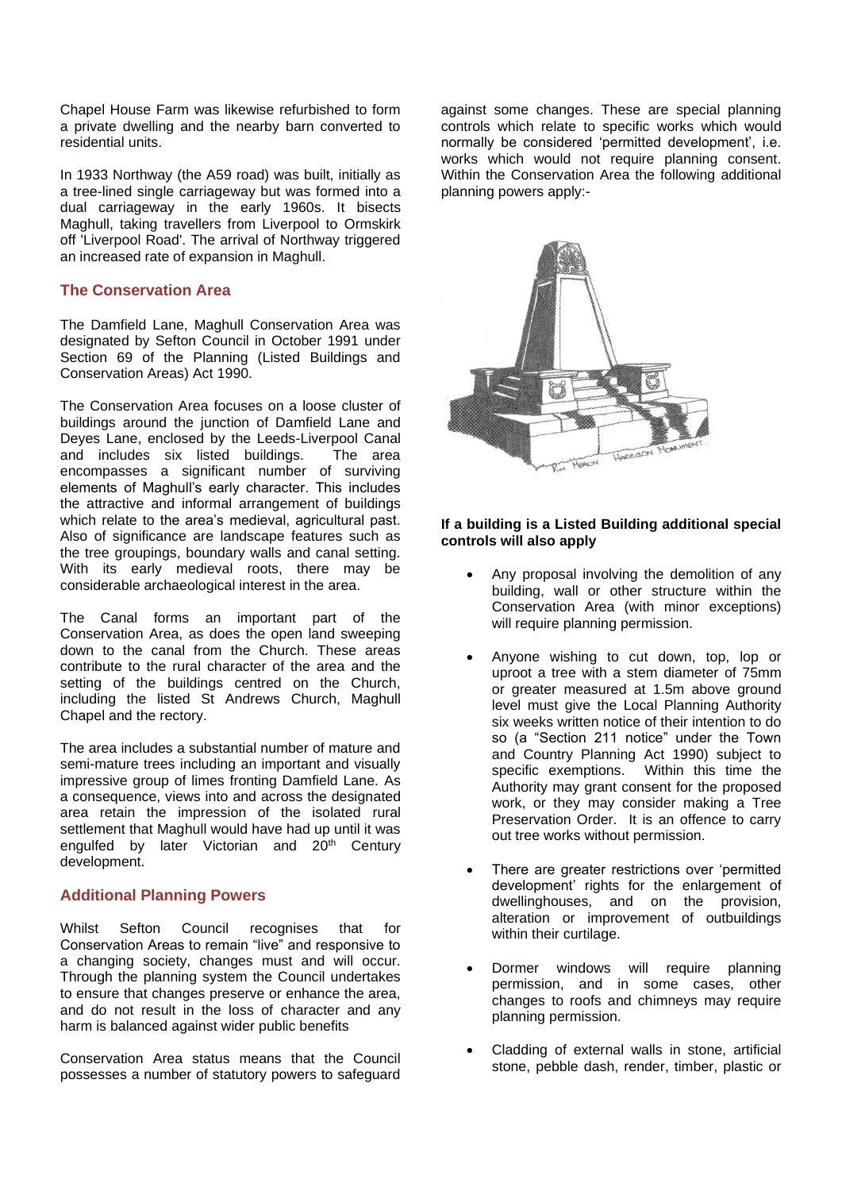Chapel House Farm was likewise refurbished to form a private dwelling and the nearby barn converted to residential units.

In 1933 Northway (the A59 road) was built, initially as a tree-lined single carriageway but was formed into a dual carriageway in the early 1960s. It bisects Maghull, taking travellers from Liverpool to Ormskirk off 'Liverpool Road'. The arrival of Northway triggered an increased rate of expansion in Maghull.

## The Conservation Area

The Damfield Lane, Maghull Conservation Area was designated by Sefton Council in October 1991 under Section 69 of the Planning (Listed Buildings and Conservation Areas) Act 1990.

The Conservation Area focuses on a loose cluster of buildings around the junction of Damfield Lane and Deyes Lane, enclosed by the Leeds-Liverpool Canal and includes six listed buildings. The area encompasses a significant number of surviving elements of Maghull's early character. This includes the attractive and informal arrangement of buildings which relate to the area's medieval, agricultural past. Also of significance are landscape features such as the tree groupings, boundary walls and canal setting. With its early medieval roots, there may be considerable archaeological interest in the area.

The Canal forms an important part of the Conservation Area, as does the open land sweeping down to the canal from the Church. These areas contribute to the rural character of the area and the setting of the buildings centred on the Church, including the listed St Andrews Church, Maghull Chapel and the rectory.

The area includes a substantial number of mature and semi-mature trees including an important and visually impressive group of limes fronting Damfield Lane. As a consequence, views into and across the designated area retain the impression of the isolated rural settlement that Maghull would have had up until it was engulfed by later Victorian and 20th Century development.

## Additional Planning Powers

Whilst Sefton Council recognises that for Conservation Areas to remain "live" and responsive to a changing society, changes must and will occur. Through the planning system the Council undertakes to ensure that changes preserve or enhance the area, and do not result in the loss of character and any harm is balanced against wider public benefits

Conservation Area status means that the Council possesses a number of statutory powers to safeguard against some changes. These are special planning controls which relate to specific works which would normally be considered 'permitted development', i.e. works which would not require planning consent. Within the Conservation Area the following additional planning powers apply:-

**If a building is a Listed Building additional special controls will also apply**

- Any proposal involving the demolition of any building, wall or other structure within the Conservation Area (with minor exceptions) will require planning permission.
- Anyone wishing to cut down, top, lop or uproot a tree with a stem diameter of 75mm or greater measured at 1.5m above ground level must give the Local Planning Authority six weeks written notice of their intention to do so (a "Section 211 notice" under the Town and Country Planning Act 1990) subject to specific exemptions. Within this time the Authority may grant consent for the proposed work, or they may consider making a Tree Preservation Order. It is an offence to carry out tree works without permission.
- There are greater restrictions over 'permitted development' rights for the enlargement of dwellinghouses, and on the provision, alteration or improvement of outbuildings within their curtilage.
- Dormer windows will require planning permission, and in some cases, other changes to roofs and chimneys may require planning permission.
- Cladding of external walls in stone, artificial stone, pebble dash, render, timber, plastic or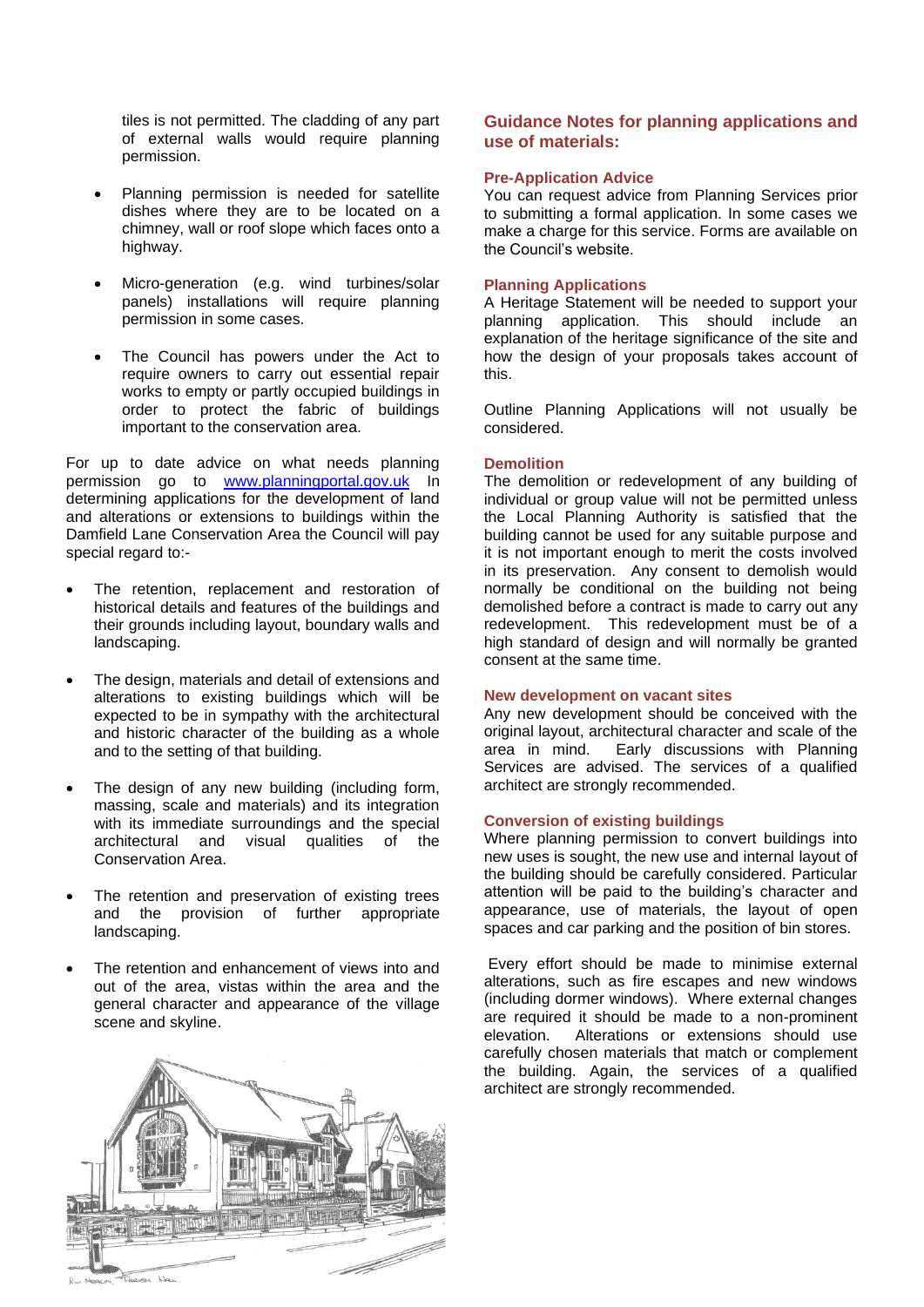tiles is not permitted. The cladding of any part of external walls would require planning permission.

- Planning permission is needed for satellite dishes where they are to be located on a chimney, wall or roof slope which faces onto a highway.

- Micro-generation (e.g. wind turbines/solar panels) installations will require planning permission in some cases.

- The Council has powers under the Act to require owners to carry out essential repair works to empty or partly occupied buildings in order to protect the fabric of buildings important to the conservation area.

For up to date advice on what needs planning permission go to www.planningportal.gov.uk In determining applications for the development of land and alterations or extensions to buildings within the Damfield Lane Conservation Area the Council will pay special regard to:-

- The retention, replacement and restoration of historical details and features of the buildings and their grounds including layout, boundary walls and landscaping.

- The design, materials and detail of extensions and alterations to existing buildings which will be expected to be in sympathy with the architectural and historic character of the building as a whole and to the setting of that building.

- The design of any new building (including form, massing, scale and materials) and its integration with its immediate surroundings and the special architectural and visual qualities of the Conservation Area.

- The retention and preservation of existing trees and the provision of further appropriate landscaping.

- The retention and enhancement of views into and out of the area, vistas within the area and the general character and appearance of the village scene and skyline.

## Guidance Notes for planning applications and use of materials:

### Pre-Application Advice

You can request advice from Planning Services prior to submitting a formal application. In some cases we make a charge for this service. Forms are available on the Council's website.

### Planning Applications

A Heritage Statement will be needed to support your planning application. This should include an explanation of the heritage significance of the site and how the design of your proposals takes account of this.

Outline Planning Applications will not usually be considered.

### Demolition

The demolition or redevelopment of any building of individual or group value will not be permitted unless the Local Planning Authority is satisfied that the building cannot be used for any suitable purpose and it is not important enough to merit the costs involved in its preservation. Any consent to demolish would normally be conditional on the building not being demolished before a contract is made to carry out any redevelopment. This redevelopment must be of a high standard of design and will normally be granted consent at the same time.

### New development on vacant sites

Any new development should be conceived with the original layout, architectural character and scale of the area in mind. Early discussions with Planning Services are advised. The services of a qualified architect are strongly recommended.

### Conversion of existing buildings

Where planning permission to convert buildings into new uses is sought, the new use and internal layout of the building should be carefully considered. Particular attention will be paid to the building's character and appearance, use of materials, the layout of open spaces and car parking and the position of bin stores.

Every effort should be made to minimise external alterations, such as fire escapes and new windows (including dormer windows). Where external changes are required it should be made to a non-prominent elevation. Alterations or extensions should use carefully chosen materials that match or complement the building. Again, the services of a qualified architect are strongly recommended.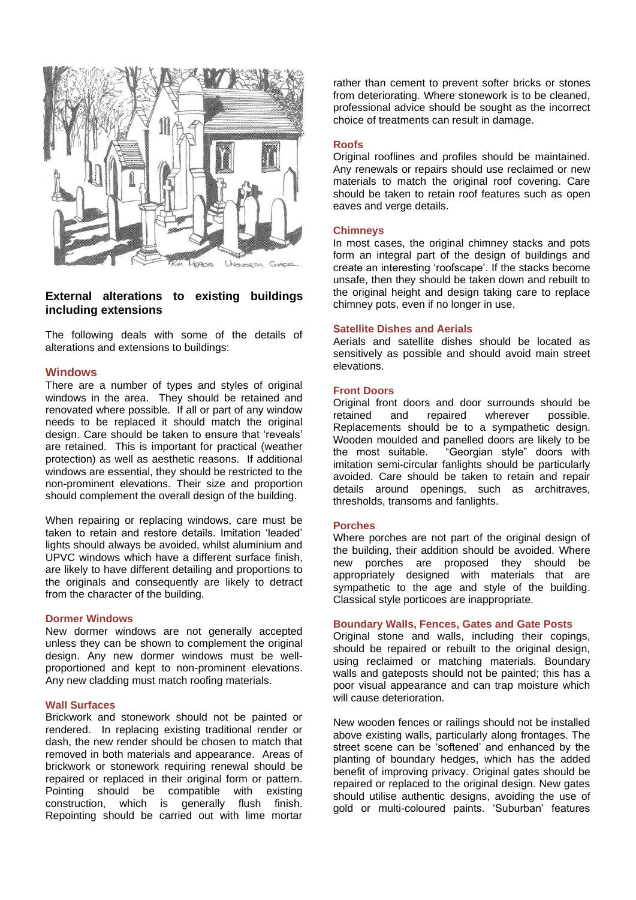## External alterations to existing buildings including extensions

The following deals with some of the details of alterations and extensions to buildings:

### Windows

There are a number of types and styles of original windows in the area. They should be retained and renovated where possible. If all or part of any window needs to be replaced it should match the original design. Care should be taken to ensure that 'reveals' are retained. This is important for practical (weather protection) as well as aesthetic reasons. If additional windows are essential, they should be restricted to the non-prominent elevations. Their size and proportion should complement the overall design of the building.

When repairing or replacing windows, care must be taken to retain and restore details. Imitation 'leaded' lights should always be avoided, whilst aluminium and UPVC windows which have a different surface finish, are likely to have different detailing and proportions to the originals and consequently are likely to detract from the character of the building.

#### Dormer Windows

New dormer windows are not generally accepted unless they can be shown to complement the original design. Any new dormer windows must be well-proportioned and kept to non-prominent elevations. Any new cladding must match roofing materials.

#### Wall Surfaces

Brickwork and stonework should not be painted or rendered. In replacing existing traditional render or dash, the new render should be chosen to match that removed in both materials and appearance. Areas of brickwork or stonework requiring renewal should be repaired or replaced in their original form or pattern. Pointing should be compatible with existing construction, which is generally flush finish. Repointing should be carried out with lime mortar rather than cement to prevent softer bricks or stones from deteriorating. Where stonework is to be cleaned, professional advice should be sought as the incorrect choice of treatments can result in damage.

#### Roofs

Original rooflines and profiles should be maintained. Any renewals or repairs should use reclaimed or new materials to match the original roof covering. Care should be taken to retain roof features such as open eaves and verge details.

#### Chimneys

In most cases, the original chimney stacks and pots form an integral part of the design of buildings and create an interesting 'roofscape'. If the stacks become unsafe, then they should be taken down and rebuilt to the original height and design taking care to replace chimney pots, even if no longer in use.

#### Satellite Dishes and Aerials

Aerials and satellite dishes should be located as sensitively as possible and should avoid main street elevations.

#### Front Doors

Original front doors and door surrounds should be retained and repaired wherever possible. Replacements should be to a sympathetic design. Wooden moulded and panelled doors are likely to be the most suitable. "Georgian style" doors with imitation semi-circular fanlights should be particularly avoided. Care should be taken to retain and repair details around openings, such as architraves, thresholds, transoms and fanlights.

#### Porches

Where porches are not part of the original design of the building, their addition should be avoided. Where new porches are proposed they should be appropriately designed with materials that are sympathetic to the age and style of the building. Classical style porticoes are inappropriate.

#### Boundary Walls, Fences, Gates and Gate Posts

Original stone and walls, including their copings, should be repaired or rebuilt to the original design, using reclaimed or matching materials. Boundary walls and gateposts should not be painted; this has a poor visual appearance and can trap moisture which will cause deterioration.

New wooden fences or railings should not be installed above existing walls, particularly along frontages. The street scene can be 'softened' and enhanced by the planting of boundary hedges, which has the added benefit of improving privacy. Original gates should be repaired or replaced to the original design. New gates should utilise authentic designs, avoiding the use of gold or multi-coloured paints. 'Suburban' features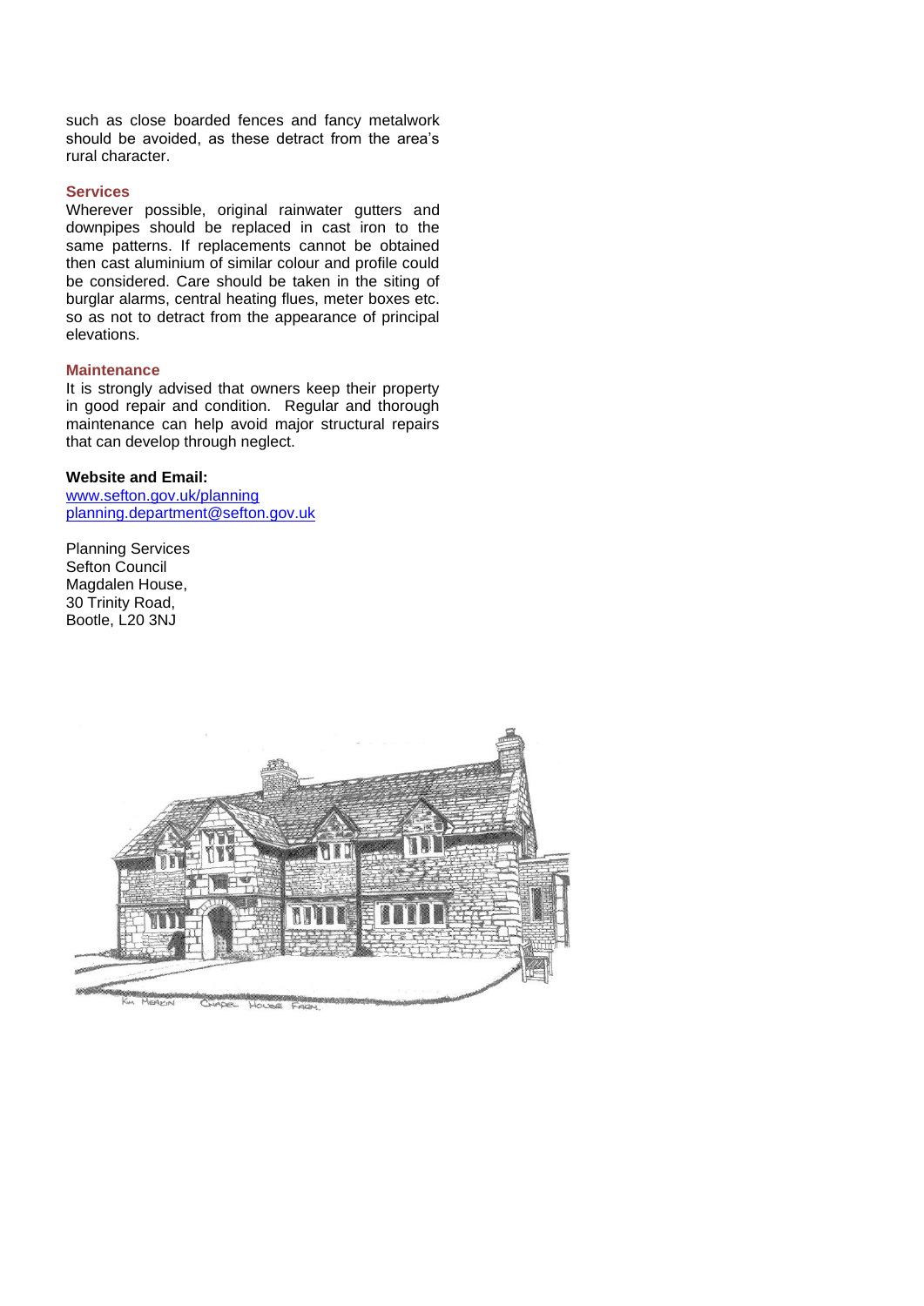such as close boarded fences and fancy metalwork should be avoided, as these detract from the area's rural character.

### Services

Wherever possible, original rainwater gutters and downpipes should be replaced in cast iron to the same patterns. If replacements cannot be obtained then cast aluminium of similar colour and profile could be considered. Care should be taken in the siting of burglar alarms, central heating flues, meter boxes etc. so as not to detract from the appearance of principal elevations.

### Maintenance

It is strongly advised that owners keep their property in good repair and condition. Regular and thorough maintenance can help avoid major structural repairs that can develop through neglect.

**Website and Email:**

www.sefton.gov.uk/planning
planning.department@sefton.gov.uk

Planning Services
Sefton Council
Magdalen House,
30 Trinity Road,
Bootle, L20 3NJ